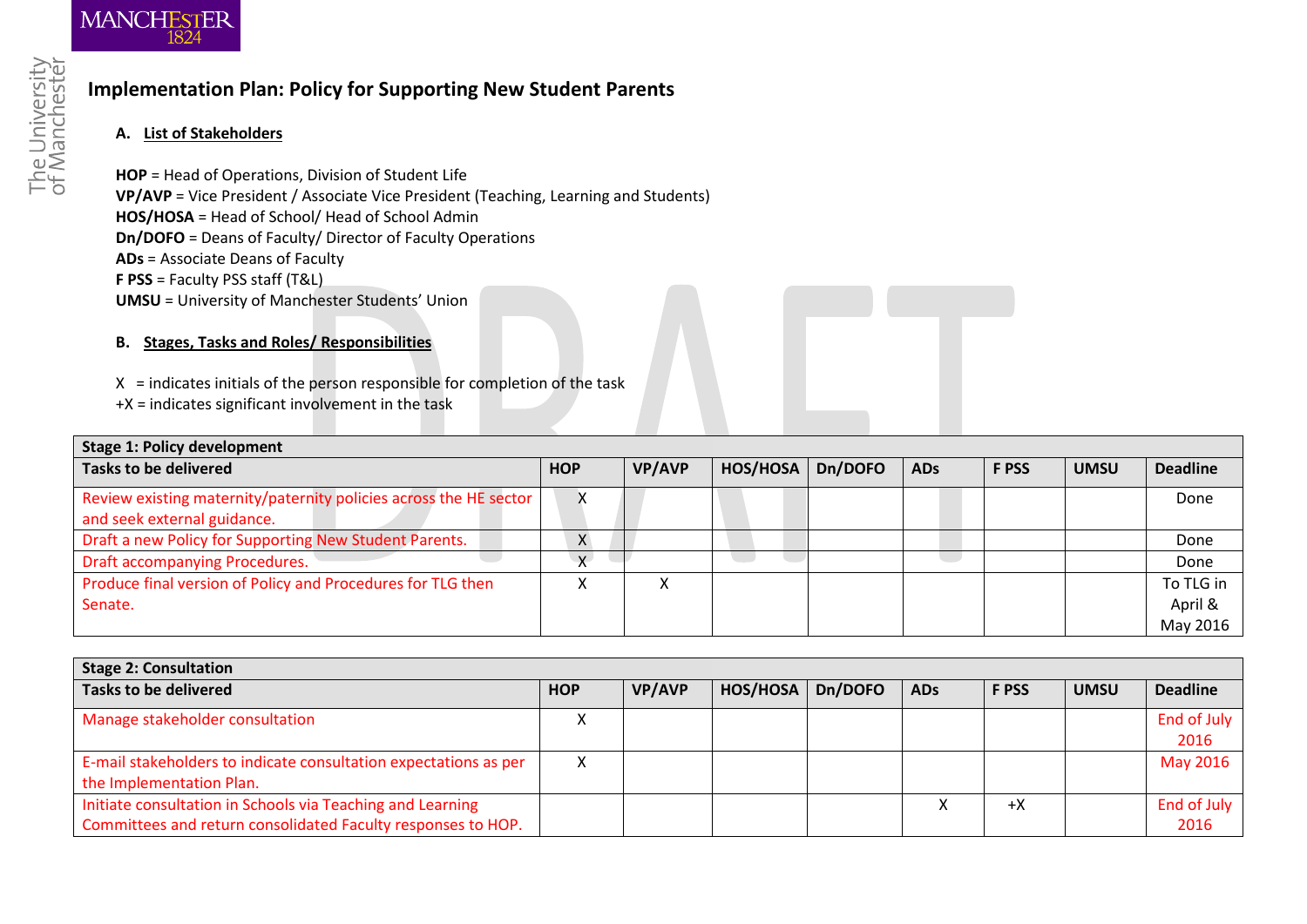# Implementation Plan: Policy for Supporting New Student Parents

## A. List of Stakeholders

**HOP** = Head of Operations, Division of Student Life
**VP/AVP** = Vice President / Associate Vice President (Teaching, Learning and Students)
**HOS/HOSA** = Head of School/ Head of School Admin
**Dn/DOFO** = Deans of Faculty/ Director of Faculty Operations
**ADs** = Associate Deans of Faculty
**F PSS** = Faculty PSS staff (T&L)
**UMSU** = University of Manchester Students' Union

## B. Stages, Tasks and Roles/ Responsibilities

X = indicates initials of the person responsible for completion of the task
+X = indicates significant involvement in the task

| **Stage 1: Policy development** | | | | | | | | |
|---|---|---|---|---|---|---|---|---|
| **Tasks to be delivered** | **HOP** | **VP/AVP** | **HOS/HOSA** | **Dn/DOFO** | **ADs** | **F PSS** | **UMSU** | **Deadline** |
| Review existing maternity/paternity policies across the HE sector and seek external guidance. | X | | | | | | | Done |
| Draft a new Policy for Supporting New Student Parents. | X | | | | | | | Done |
| Draft accompanying Procedures. | X | | | | | | | Done |
| Produce final version of Policy and Procedures for TLG then Senate. | X | X | | | | | | To TLG in April & May 2016 |

| **Stage 2: Consultation** | | | | | | | | |
|---|---|---|---|---|---|---|---|---|
| **Tasks to be delivered** | **HOP** | **VP/AVP** | **HOS/HOSA** | **Dn/DOFO** | **ADs** | **F PSS** | **UMSU** | **Deadline** |
| Manage stakeholder consultation | X | | | | | | | End of July 2016 |
| E-mail stakeholders to indicate consultation expectations as per the Implementation Plan. | X | | | | | | | May 2016 |
| Initiate consultation in Schools via Teaching and Learning Committees and return consolidated Faculty responses to HOP. | | | | | X | +X | | End of July 2016 |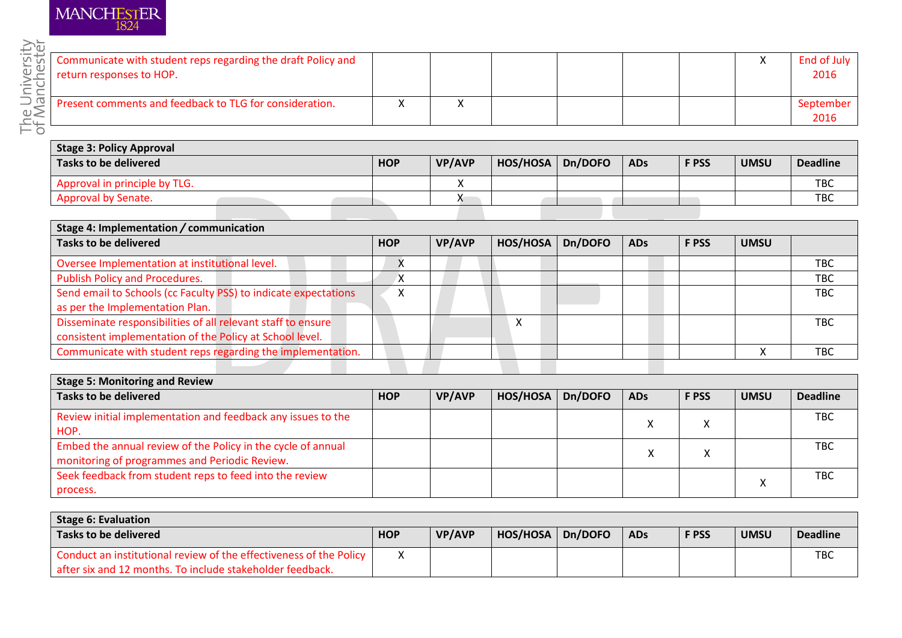| | HOP | VP/AVP | HOS/HOSA | Dn/DOFO | ADs | F PSS | UMSU | Deadline |
|---|---|---|---|---|---|---|---|---|
| Communicate with student reps regarding the draft Policy and return responses to HOP. | | | | | | | X | End of July 2016 |
| Present comments and feedback to TLG for consideration. | X | X | | | | | | September 2016 |

| **Stage 3: Policy Approval** | | | | | | | | |
|---|---|---|---|---|---|---|---|---|
| **Tasks to be delivered** | **HOP** | **VP/AVP** | **HOS/HOSA** | **Dn/DOFO** | **ADs** | **F PSS** | **UMSU** | **Deadline** |
| Approval in principle by TLG. | | X | | | | | | TBC |
| Approval by Senate. | | X | | | | | | TBC |

| **Stage 4: Implementation / communication** | | | | | | | | |
|---|---|---|---|---|---|---|---|---|
| **Tasks to be delivered** | **HOP** | **VP/AVP** | **HOS/HOSA** | **Dn/DOFO** | **ADs** | **F PSS** | **UMSU** | |
| Oversee Implementation at institutional level. | X | | | | | | | TBC |
| Publish Policy and Procedures. | X | | | | | | | TBC |
| Send email to Schools (cc Faculty PSS) to indicate expectations as per the Implementation Plan. | X | | | | | | | TBC |
| Disseminate responsibilities of all relevant staff to ensure consistent implementation of the Policy at School level. | | | X | | | | | TBC |
| Communicate with student reps regarding the implementation. | | | | | | | X | TBC |

| **Stage 5: Monitoring and Review** | | | | | | | | |
|---|---|---|---|---|---|---|---|---|
| **Tasks to be delivered** | **HOP** | **VP/AVP** | **HOS/HOSA** | **Dn/DOFO** | **ADs** | **F PSS** | **UMSU** | **Deadline** |
| Review initial implementation and feedback any issues to the HOP. | | | | | X | X | | TBC |
| Embed the annual review of the Policy in the cycle of annual monitoring of programmes and Periodic Review. | | | | | X | X | | TBC |
| Seek feedback from student reps to feed into the review process. | | | | | | | X | TBC |

| **Stage 6: Evaluation** | | | | | | | | |
|---|---|---|---|---|---|---|---|---|
| **Tasks to be delivered** | **HOP** | **VP/AVP** | **HOS/HOSA** | **Dn/DOFO** | **ADs** | **F PSS** | **UMSU** | **Deadline** |
| Conduct an institutional review of the effectiveness of the Policy after six and 12 months. To include stakeholder feedback. | X | | | | | | | TBC |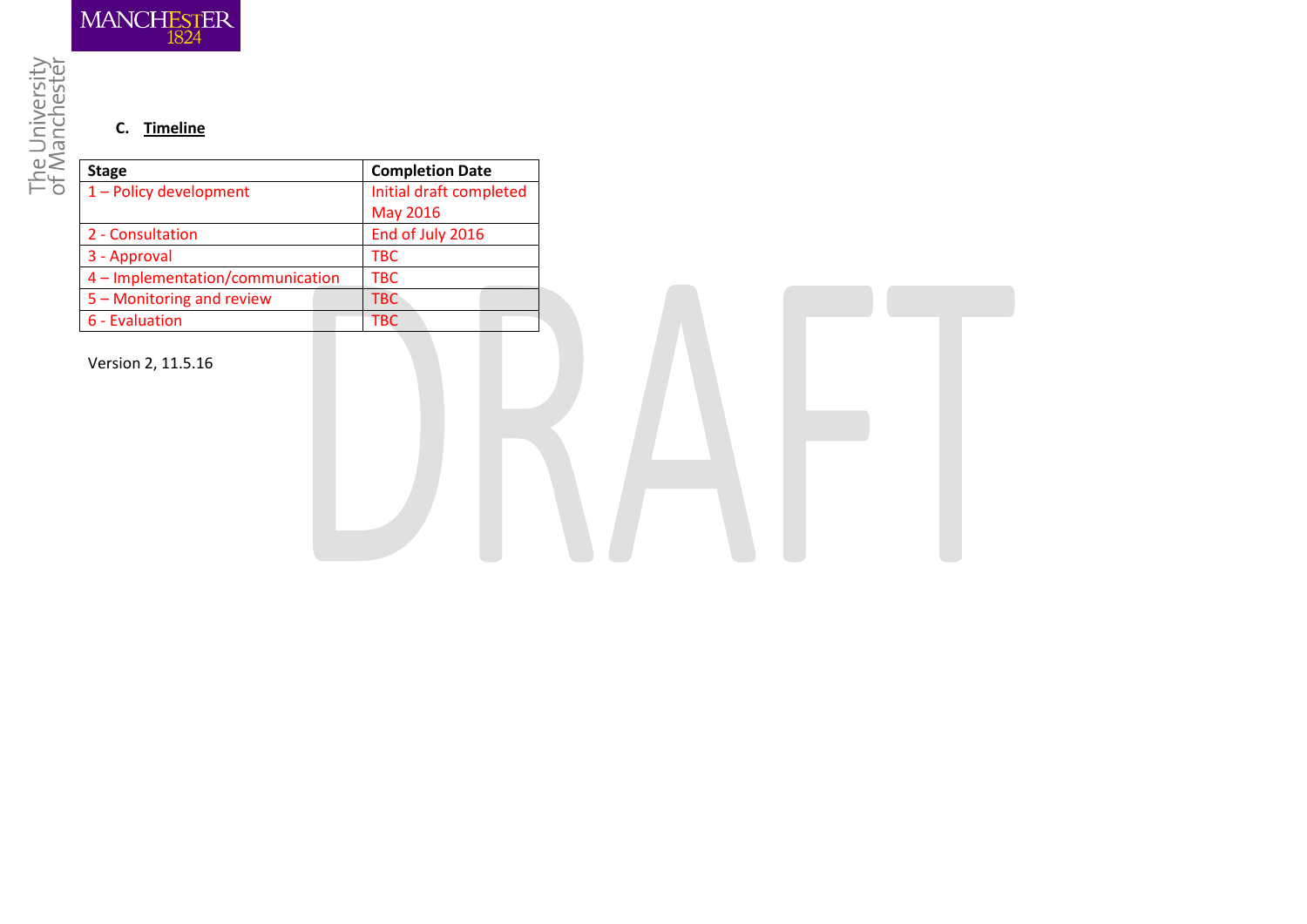## C. Timeline

| Stage | Completion Date |
|---|---|
| 1 – Policy development | Initial draft completed May 2016 |
| 2 - Consultation | End of July 2016 |
| 3 - Approval | TBC |
| 4 – Implementation/communication | TBC |
| 5 – Monitoring and review | TBC |
| 6 - Evaluation | TBC |

Version 2, 11.5.16